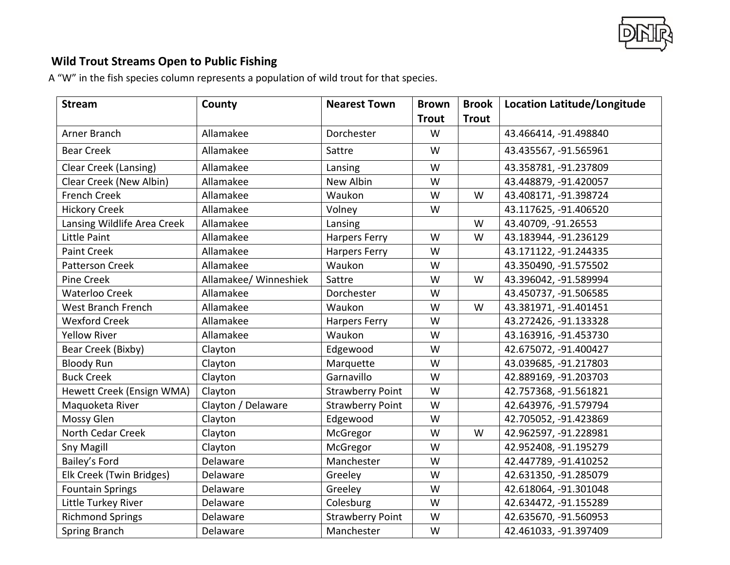## Wild Trout Streams Open to Public Fishing

A "W" in the fish species column represents a population of wild trout for that species.

| Stream | County | Nearest Town | Brown Trout | Brook Trout | Location Latitude/Longitude |
|---|---|---|---|---|---|
| Arner Branch | Allamakee | Dorchester | W | | 43.466414, -91.498840 |
| Bear Creek | Allamakee | Sattre | W | | 43.435567, -91.565961 |
| Clear Creek (Lansing) | Allamakee | Lansing | W | | 43.358781, -91.237809 |
| Clear Creek (New Albin) | Allamakee | New Albin | W | | 43.448879, -91.420057 |
| French Creek | Allamakee | Waukon | W | W | 43.408171, -91.398724 |
| Hickory Creek | Allamakee | Volney | W | | 43.117625, -91.406520 |
| Lansing Wildlife Area Creek | Allamakee | Lansing | | W | 43.40709, -91.26553 |
| Little Paint | Allamakee | Harpers Ferry | W | W | 43.183944, -91.236129 |
| Paint Creek | Allamakee | Harpers Ferry | W | | 43.171122, -91.244335 |
| Patterson Creek | Allamakee | Waukon | W | | 43.350490, -91.575502 |
| Pine Creek | Allamakee/ Winneshiek | Sattre | W | W | 43.396042, -91.589994 |
| Waterloo Creek | Allamakee | Dorchester | W | | 43.450737, -91.506585 |
| West Branch French | Allamakee | Waukon | W | W | 43.381971, -91.401451 |
| Wexford Creek | Allamakee | Harpers Ferry | W | | 43.272426, -91.133328 |
| Yellow River | Allamakee | Waukon | W | | 43.163916, -91.453730 |
| Bear Creek (Bixby) | Clayton | Edgewood | W | | 42.675072, -91.400427 |
| Bloody Run | Clayton | Marquette | W | | 43.039685, -91.217803 |
| Buck Creek | Clayton | Garnavillo | W | | 42.889169, -91.203703 |
| Hewett Creek (Ensign WMA) | Clayton | Strawberry Point | W | | 42.757368, -91.561821 |
| Maquoketa River | Clayton / Delaware | Strawberry Point | W | | 42.643976, -91.579794 |
| Mossy Glen | Clayton | Edgewood | W | | 42.705052, -91.423869 |
| North Cedar Creek | Clayton | McGregor | W | W | 42.962597, -91.228981 |
| Sny Magill | Clayton | McGregor | W | | 42.952408, -91.195279 |
| Bailey's Ford | Delaware | Manchester | W | | 42.447789, -91.410252 |
| Elk Creek (Twin Bridges) | Delaware | Greeley | W | | 42.631350, -91.285079 |
| Fountain Springs | Delaware | Greeley | W | | 42.618064, -91.301048 |
| Little Turkey River | Delaware | Colesburg | W | | 42.634472, -91.155289 |
| Richmond Springs | Delaware | Strawberry Point | W | | 42.635670, -91.560953 |
| Spring Branch | Delaware | Manchester | W | | 42.461033, -91.397409 |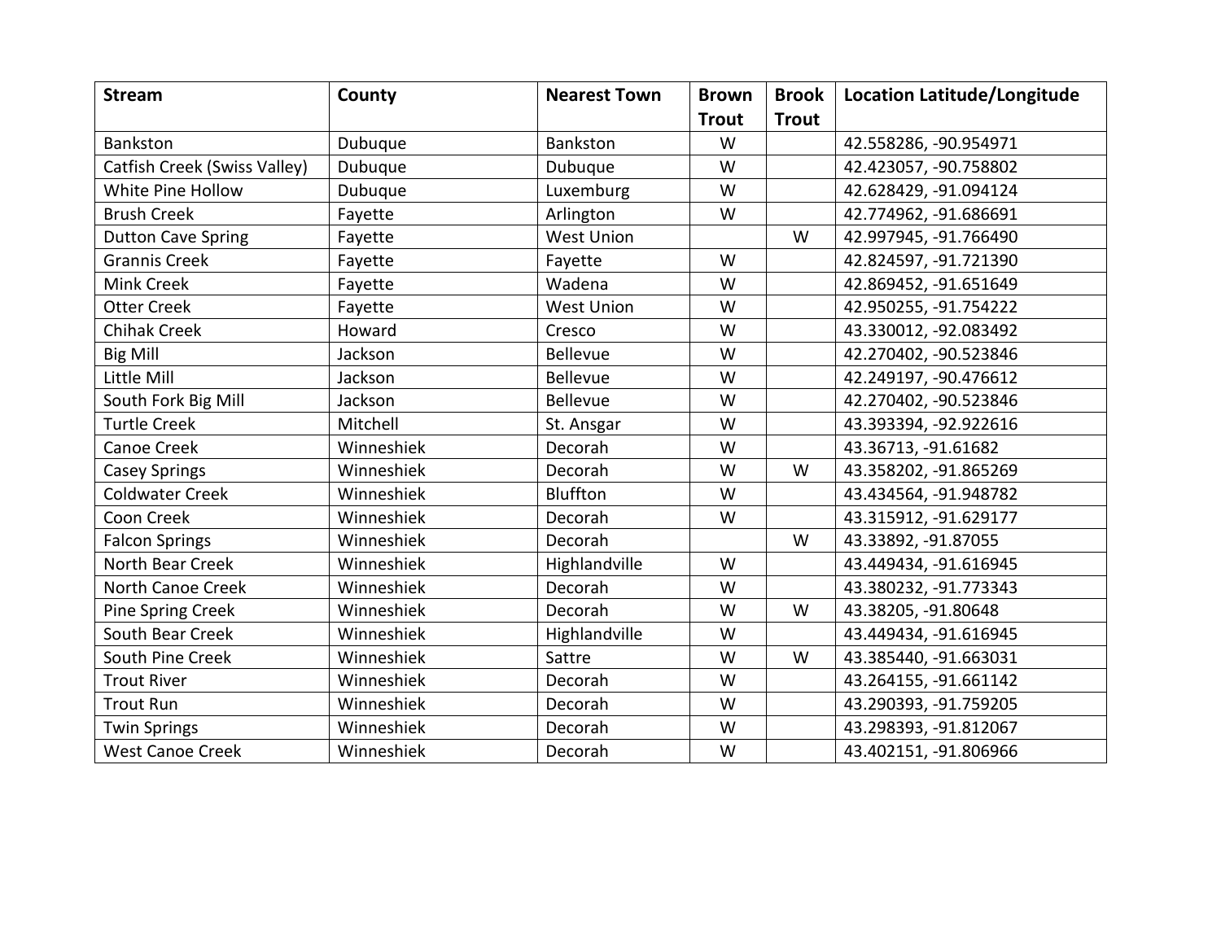| Stream | County | Nearest Town | Brown Trout | Brook Trout | Location Latitude/Longitude |
|---|---|---|---|---|---|
| Bankston | Dubuque | Bankston | W | | 42.558286, -90.954971 |
| Catfish Creek (Swiss Valley) | Dubuque | Dubuque | W | | 42.423057, -90.758802 |
| White Pine Hollow | Dubuque | Luxemburg | W | | 42.628429, -91.094124 |
| Brush Creek | Fayette | Arlington | W | | 42.774962, -91.686691 |
| Dutton Cave Spring | Fayette | West Union | | W | 42.997945, -91.766490 |
| Grannis Creek | Fayette | Fayette | W | | 42.824597, -91.721390 |
| Mink Creek | Fayette | Wadena | W | | 42.869452, -91.651649 |
| Otter Creek | Fayette | West Union | W | | 42.950255, -91.754222 |
| Chihak Creek | Howard | Cresco | W | | 43.330012, -92.083492 |
| Big Mill | Jackson | Bellevue | W | | 42.270402, -90.523846 |
| Little Mill | Jackson | Bellevue | W | | 42.249197, -90.476612 |
| South Fork Big Mill | Jackson | Bellevue | W | | 42.270402, -90.523846 |
| Turtle Creek | Mitchell | St. Ansgar | W | | 43.393394, -92.922616 |
| Canoe Creek | Winneshiek | Decorah | W | | 43.36713, -91.61682 |
| Casey Springs | Winneshiek | Decorah | W | W | 43.358202, -91.865269 |
| Coldwater Creek | Winneshiek | Bluffton | W | | 43.434564, -91.948782 |
| Coon Creek | Winneshiek | Decorah | W | | 43.315912, -91.629177 |
| Falcon Springs | Winneshiek | Decorah | | W | 43.33892, -91.87055 |
| North Bear Creek | Winneshiek | Highlandville | W | | 43.449434, -91.616945 |
| North Canoe Creek | Winneshiek | Decorah | W | | 43.380232, -91.773343 |
| Pine Spring Creek | Winneshiek | Decorah | W | W | 43.38205, -91.80648 |
| South Bear Creek | Winneshiek | Highlandville | W | | 43.449434, -91.616945 |
| South Pine Creek | Winneshiek | Sattre | W | W | 43.385440, -91.663031 |
| Trout River | Winneshiek | Decorah | W | | 43.264155, -91.661142 |
| Trout Run | Winneshiek | Decorah | W | | 43.290393, -91.759205 |
| Twin Springs | Winneshiek | Decorah | W | | 43.298393, -91.812067 |
| West Canoe Creek | Winneshiek | Decorah | W | | 43.402151, -91.806966 |